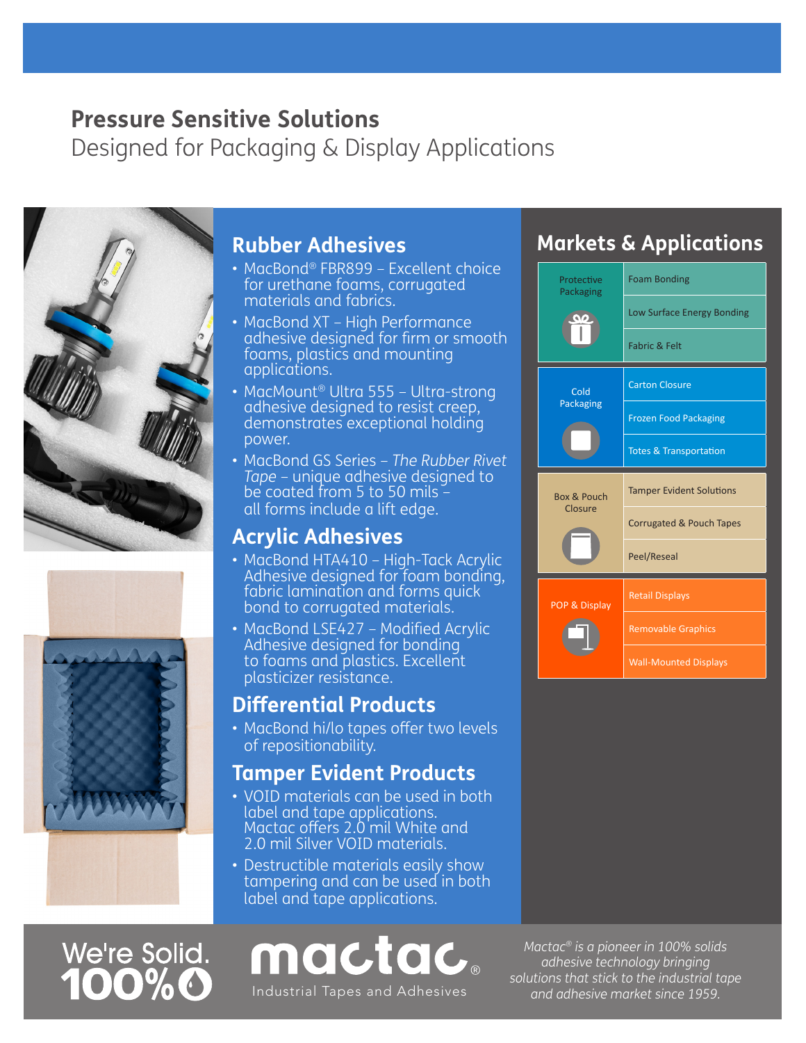# Pressure Sensitive Solutions

Designed for Packaging & Display Applications

## Rubber Adhesives

- MacBond® FBR899 – Excellent choice for urethane foams, corrugated materials and fabrics.
- MacBond XT – High Performance adhesive designed for firm or smooth foams, plastics and mounting applications.
- MacMount® Ultra 555 – Ultra-strong adhesive designed to resist creep, demonstrates exceptional holding power.
- MacBond GS Series – *The Rubber Rivet Tape* – unique adhesive designed to be coated from 5 to 50 mils – all forms include a lift edge.

## Acrylic Adhesives

- MacBond HTA410 – High-Tack Acrylic Adhesive designed for foam bonding, fabric lamination and forms quick bond to corrugated materials.
- MacBond LSE427 – Modified Acrylic Adhesive designed for bonding to foams and plastics. Excellent plasticizer resistance.

## Differential Products

- MacBond hi/lo tapes offer two levels of repositionability.

## Tamper Evident Products

- VOID materials can be used in both label and tape applications. Mactac offers 2.0 mil White and 2.0 mil Silver VOID materials.
- Destructible materials easily show tampering and can be used in both label and tape applications.

## Markets & Applications

| Market | Applications |
|---|---|
| Protective Packaging | Foam Bonding |
| | Low Surface Energy Bonding |
| | Fabric & Felt |
| Cold Packaging | Carton Closure |
| | Frozen Food Packaging |
| | Totes & Transportation |
| Box & Pouch Closure | Tamper Evident Solutions |
| | Corrugated & Pouch Tapes |
| | Peel/Reseal |
| POP & Display | Retail Displays |
| | Removable Graphics |
| | Wall-Mounted Displays |

We're Solid. 100%

mactac® Industrial Tapes and Adhesives

*Mactac® is a pioneer in 100% solids adhesive technology bringing solutions that stick to the industrial tape and adhesive market since 1959.*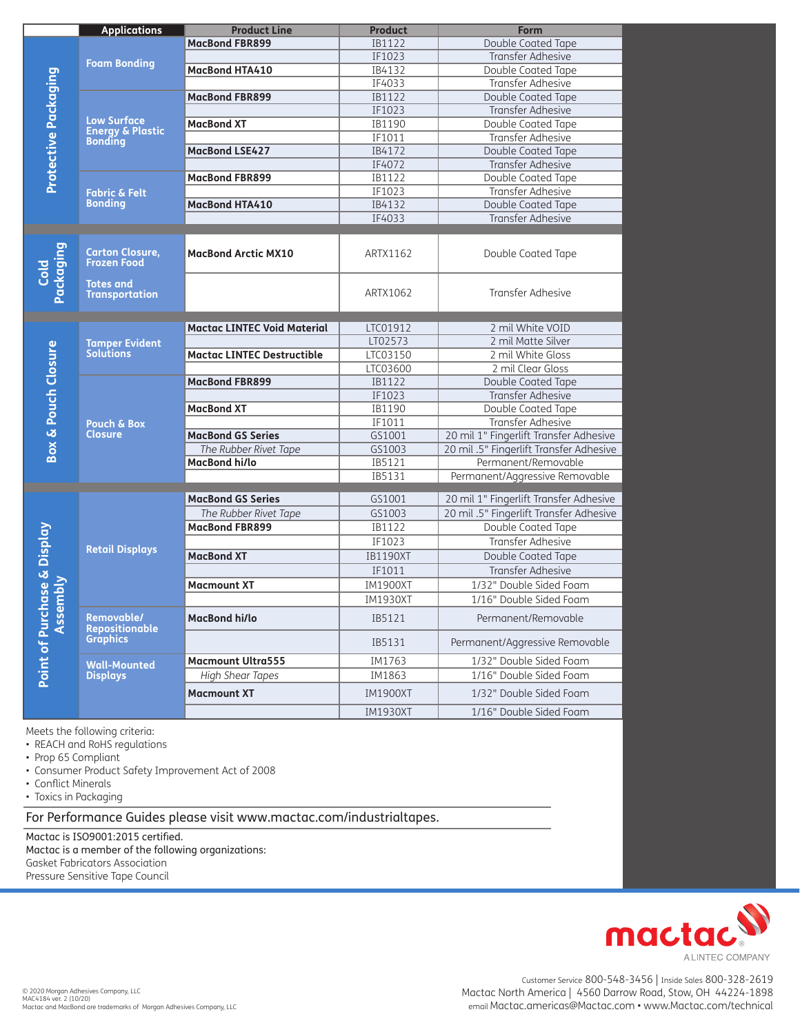| | Applications | Product Line | Product | Form |
|---|---|---|---|---|
| Protective Packaging | Foam Bonding | **MacBond FBR899** | IB1122 | Double Coated Tape |
| | | | IF1023 | Transfer Adhesive |
| | | **MacBond HTA410** | IB4132 | Double Coated Tape |
| | | | IF4033 | Transfer Adhesive |
| | Low Surface Energy & Plastic Bonding | **MacBond FBR899** | IB1122 | Double Coated Tape |
| | | | IF1023 | Transfer Adhesive |
| | | **MacBond XT** | IB1190 | Double Coated Tape |
| | | | IF1011 | Transfer Adhesive |
| | | **MacBond LSE427** | IB4172 | Double Coated Tape |
| | | | IF4072 | Transfer Adhesive |
| | Fabric & Felt Bonding | **MacBond FBR899** | IB1122 | Double Coated Tape |
| | | | IF1023 | Transfer Adhesive |
| | | **MacBond HTA410** | IB4132 | Double Coated Tape |
| | | | IF4033 | Transfer Adhesive |
| Cold Packaging | Carton Closure, Frozen Food | **MacBond Arctic MX10** | ARTX1162 | Double Coated Tape |
| | Totes and Transportation | | ARTX1062 | Transfer Adhesive |
| Box & Pouch Closure | Tamper Evident Solutions | **Mactac LINTEC Void Material** | LTC01912 | 2 mil White VOID |
| | | | LT02573 | 2 mil Matte Silver |
| | | **Mactac LINTEC Destructible** | LTC03150 | 2 mil White Gloss |
| | | | LTC03600 | 2 mil Clear Gloss |
| | Pouch & Box Closure | **MacBond FBR899** | IB1122 | Double Coated Tape |
| | | | IF1023 | Transfer Adhesive |
| | | **MacBond XT** | IB1190 | Double Coated Tape |
| | | | IF1011 | Transfer Adhesive |
| | | **MacBond GS Series** | GS1001 | 20 mil 1" Fingerlift Transfer Adhesive |
| | | *The Rubber Rivet Tape* | GS1003 | 20 mil .5" Fingerlift Transfer Adhesive |
| | | **MacBond hi/lo** | IB5121 | Permanent/Removable |
| | | | IB5131 | Permanent/Aggressive Removable |
| Point of Purchase & Display Assembly | Retail Displays | **MacBond GS Series** | GS1001 | 20 mil 1" Fingerlift Transfer Adhesive |
| | | *The Rubber Rivet Tape* | GS1003 | 20 mil .5" Fingerlift Transfer Adhesive |
| | | **MacBond FBR899** | IB1122 | Double Coated Tape |
| | | | IF1023 | Transfer Adhesive |
| | | **MacBond XT** | IB1190XT | Double Coated Tape |
| | | | IF1011 | Transfer Adhesive |
| | | **Macmount XT** | IM1900XT | 1/32" Double Sided Foam |
| | | | IM1930XT | 1/16" Double Sided Foam |
| | Removable/ Repositionable Graphics | **MacBond hi/lo** | IB5121 | Permanent/Removable |
| | | | IB5131 | Permanent/Aggressive Removable |
| | Wall-Mounted Displays | **Macmount Ultra555** | IM1763 | 1/32" Double Sided Foam |
| | | *High Shear Tapes* | IM1863 | 1/16" Double Sided Foam |
| | | **Macmount XT** | IM1900XT | 1/32" Double Sided Foam |
| | | | IM1930XT | 1/16" Double Sided Foam |

Meets the following criteria:

- REACH and RoHS regulations
- Prop 65 Compliant
- Consumer Product Safety Improvement Act of 2008
- Conflict Minerals
- Toxics in Packaging

For Performance Guides please visit www.mactac.com/industrialtapes.

Mactac is ISO9001:2015 certified.
Mactac is a member of the following organizations:
Gasket Fabricators Association
Pressure Sensitive Tape Council

mactac
A LINTEC COMPANY

Customer Service 800-548-3456 | Inside Sales 800-328-2619
Mactac North America | 4560 Darrow Road, Stow, OH 44224-1898
email Mactac.americas@Mactac.com • www.Mactac.com/technical

© 2020 Morgan Adhesives Company, LLC
MAC4184 ver. 2 (10/20)
Mactac and MacBond are trademarks of Morgan Adhesives Company, LLC